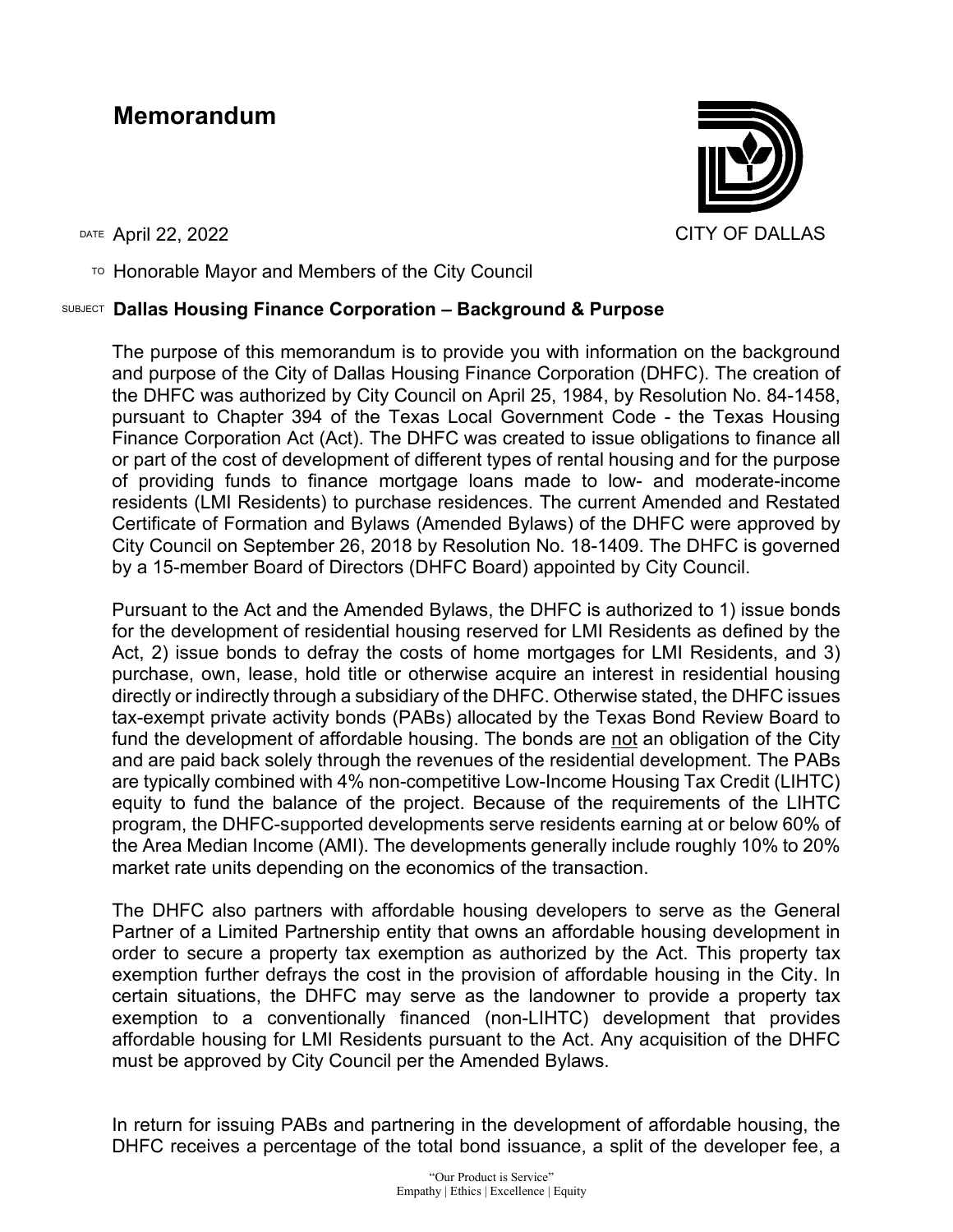# Memorandum

CITY OF DALLAS

DATE April 22, 2022

TO Honorable Mayor and Members of the City Council

SUBJECT **Dallas Housing Finance Corporation – Background & Purpose**

The purpose of this memorandum is to provide you with information on the background and purpose of the City of Dallas Housing Finance Corporation (DHFC). The creation of the DHFC was authorized by City Council on April 25, 1984, by Resolution No. 84-1458, pursuant to Chapter 394 of the Texas Local Government Code - the Texas Housing Finance Corporation Act (Act). The DHFC was created to issue obligations to finance all or part of the cost of development of different types of rental housing and for the purpose of providing funds to finance mortgage loans made to low- and moderate-income residents (LMI Residents) to purchase residences. The current Amended and Restated Certificate of Formation and Bylaws (Amended Bylaws) of the DHFC were approved by City Council on September 26, 2018 by Resolution No. 18-1409. The DHFC is governed by a 15-member Board of Directors (DHFC Board) appointed by City Council.

Pursuant to the Act and the Amended Bylaws, the DHFC is authorized to 1) issue bonds for the development of residential housing reserved for LMI Residents as defined by the Act, 2) issue bonds to defray the costs of home mortgages for LMI Residents, and 3) purchase, own, lease, hold title or otherwise acquire an interest in residential housing directly or indirectly through a subsidiary of the DHFC. Otherwise stated, the DHFC issues tax-exempt private activity bonds (PABs) allocated by the Texas Bond Review Board to fund the development of affordable housing. The bonds are not an obligation of the City and are paid back solely through the revenues of the residential development. The PABs are typically combined with 4% non-competitive Low-Income Housing Tax Credit (LIHTC) equity to fund the balance of the project. Because of the requirements of the LIHTC program, the DHFC-supported developments serve residents earning at or below 60% of the Area Median Income (AMI). The developments generally include roughly 10% to 20% market rate units depending on the economics of the transaction.

The DHFC also partners with affordable housing developers to serve as the General Partner of a Limited Partnership entity that owns an affordable housing development in order to secure a property tax exemption as authorized by the Act. This property tax exemption further defrays the cost in the provision of affordable housing in the City. In certain situations, the DHFC may serve as the landowner to provide a property tax exemption to a conventionally financed (non-LIHTC) development that provides affordable housing for LMI Residents pursuant to the Act. Any acquisition of the DHFC must be approved by City Council per the Amended Bylaws.

In return for issuing PABs and partnering in the development of affordable housing, the DHFC receives a percentage of the total bond issuance, a split of the developer fee, a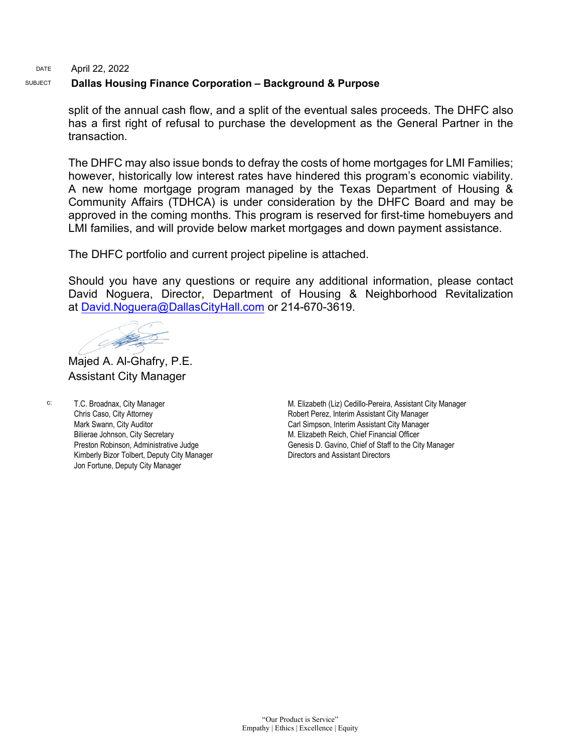DATE April 22, 2022

SUBJECT **Dallas Housing Finance Corporation – Background & Purpose**

split of the annual cash flow, and a split of the eventual sales proceeds. The DHFC also has a first right of refusal to purchase the development as the General Partner in the transaction.

The DHFC may also issue bonds to defray the costs of home mortgages for LMI Families; however, historically low interest rates have hindered this program's economic viability. A new home mortgage program managed by the Texas Department of Housing & Community Affairs (TDHCA) is under consideration by the DHFC Board and may be approved in the coming months. This program is reserved for first-time homebuyers and LMI families, and will provide below market mortgages and down payment assistance.

The DHFC portfolio and current project pipeline is attached.

Should you have any questions or require any additional information, please contact David Noguera, Director, Department of Housing & Neighborhood Revitalization at David.Noguera@DallasCityHall.com or 214-670-3619.

Majed A. Al-Ghafry, P.E.
Assistant City Manager

c:
T.C. Broadnax, City Manager
Chris Caso, City Attorney
Mark Swann, City Auditor
Bilierae Johnson, City Secretary
Preston Robinson, Administrative Judge
Kimberly Bizor Tolbert, Deputy City Manager
Jon Fortune, Deputy City Manager
M. Elizabeth (Liz) Cedillo-Pereira, Assistant City Manager
Robert Perez, Interim Assistant City Manager
Carl Simpson, Interim Assistant City Manager
M. Elizabeth Reich, Chief Financial Officer
Genesis D. Gavino, Chief of Staff to the City Manager
Directors and Assistant Directors

"Our Product is Service"
Empathy | Ethics | Excellence | Equity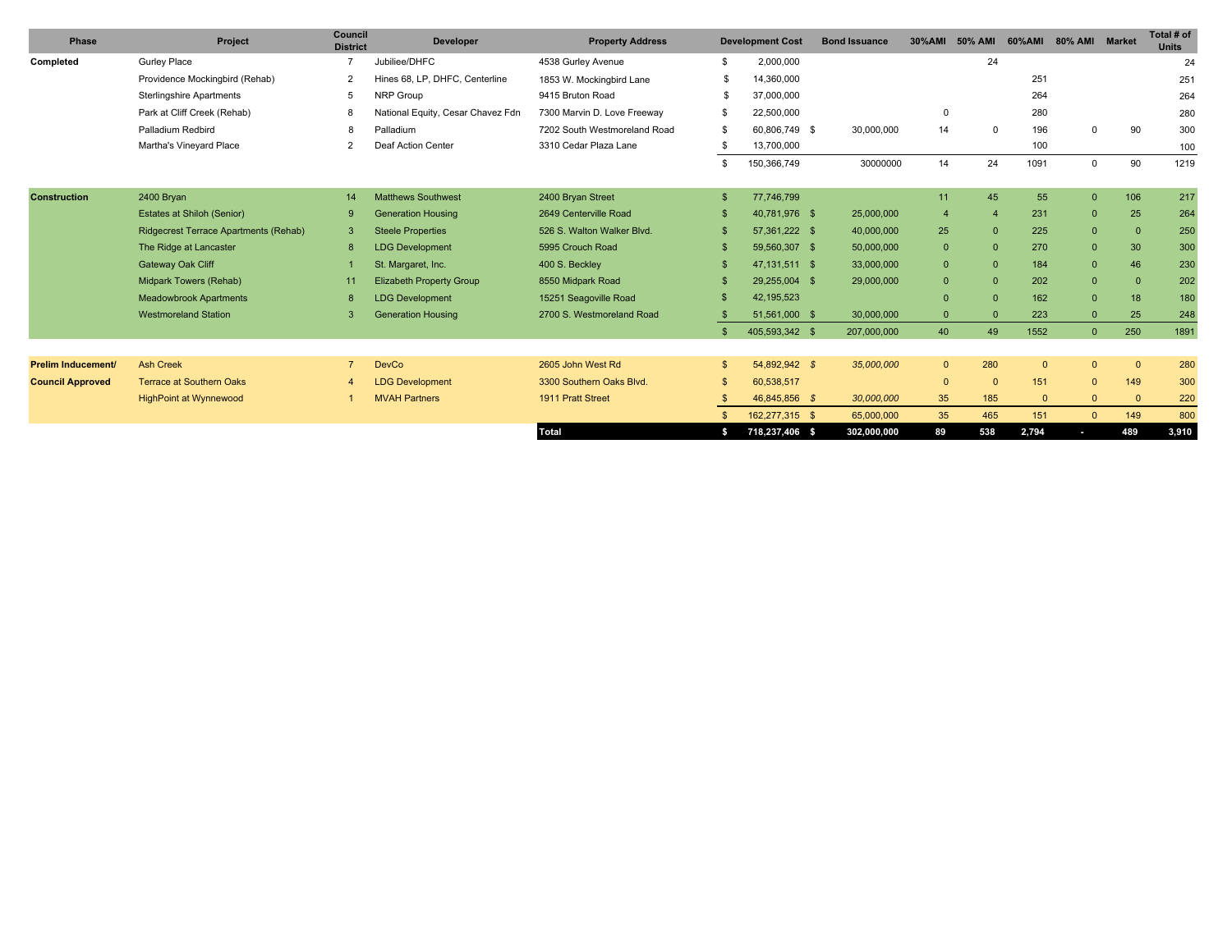| Phase | Project | Council District | Developer | Property Address | Development Cost | Bond Issuance | 30%AMI | 50% AMI | 60%AMI | 80% AMI | Market | Total # of Units |
|---|---|---|---|---|---|---|---|---|---|---|---|---|
| **Completed** | Gurley Place | 7 | Jubiliee/DHFC | 4538 Gurley Avenue | $ 2,000,000 | | | 24 | | | | 24 |
| | Providence Mockingbird (Rehab) | 2 | Hines 68, LP, DHFC, Centerline | 1853 W. Mockingbird Lane | $ 14,360,000 | | | | 251 | | | 251 |
| | Sterlingshire Apartments | 5 | NRP Group | 9415 Bruton Road | $ 37,000,000 | | | | 264 | | | 264 |
| | Park at Cliff Creek (Rehab) | 8 | National Equity, Cesar Chavez Fdn | 7300 Marvin D. Love Freeway | $ 22,500,000 | | 0 | | 280 | | | 280 |
| | Palladium Redbird | 8 | Palladium | 7202 South Westmoreland Road | $ 60,806,749 | $ 30,000,000 | 14 | 0 | 196 | 0 | 90 | 300 |
| | Martha's Vineyard Place | 2 | Deaf Action Center | 3310 Cedar Plaza Lane | $ 13,700,000 | | | | 100 | | | 100 |
| | | | | | $ 150,366,749 | 30000000 | 14 | 24 | 1091 | 0 | 90 | 1219 |
| **Construction** | 2400 Bryan | 14 | Matthews Southwest | 2400 Bryan Street | $ 77,746,799 | | 11 | 45 | 55 | 0 | 106 | 217 |
| | Estates at Shiloh (Senior) | 9 | Generation Housing | 2649 Centerville Road | $ 40,781,976 | $ 25,000,000 | 4 | 4 | 231 | 0 | 25 | 264 |
| | Ridgecrest Terrace Apartments (Rehab) | 3 | Steele Properties | 526 S. Walton Walker Blvd. | $ 57,361,222 | $ 40,000,000 | 25 | 0 | 225 | 0 | 0 | 250 |
| | The Ridge at Lancaster | 8 | LDG Development | 5995 Crouch Road | $ 59,560,307 | $ 50,000,000 | 0 | 0 | 270 | 0 | 30 | 300 |
| | Gateway Oak Cliff | 1 | St. Margaret, Inc. | 400 S. Beckley | $ 47,131,511 | $ 33,000,000 | 0 | 0 | 184 | 0 | 46 | 230 |
| | Midpark Towers (Rehab) | 11 | Elizabeth Property Group | 8550 Midpark Road | $ 29,255,004 | $ 29,000,000 | 0 | 0 | 202 | 0 | 0 | 202 |
| | Meadowbrook Apartments | 8 | LDG Development | 15251 Seagoville Road | $ 42,195,523 | | 0 | 0 | 162 | 0 | 18 | 180 |
| | Westmoreland Station | 3 | Generation Housing | 2700 S. Westmoreland Road | $ 51,561,000 | $ 30,000,000 | 0 | 0 | 223 | 0 | 25 | 248 |
| | | | | | $ 405,593,342 | $ 207,000,000 | 40 | 49 | 1552 | 0 | 250 | 1891 |
| **Prelim Inducement/ Council Approved** | Ash Creek | 7 | DevCo | 2605 John West Rd | $ 54,892,942 | *$ 35,000,000* | 0 | 280 | 0 | 0 | 0 | 280 |
| | Terrace at Southern Oaks | 4 | LDG Development | 3300 Southern Oaks Blvd. | $ 60,538,517 | | 0 | 0 | 151 | 0 | 149 | 300 |
| | HighPoint at Wynnewood | 1 | MVAH Partners | 1911 Pratt Street | $ 46,845,856 | *$ 30,000,000* | 35 | 185 | 0 | 0 | 0 | 220 |
| | | | | | $ 162,277,315 | $ 65,000,000 | 35 | 465 | 151 | 0 | 149 | 800 |
| | | | | **Total** | **$ 718,237,406** | **$ 302,000,000** | **89** | **538** | **2,794** | **-** | **489** | **3,910** |